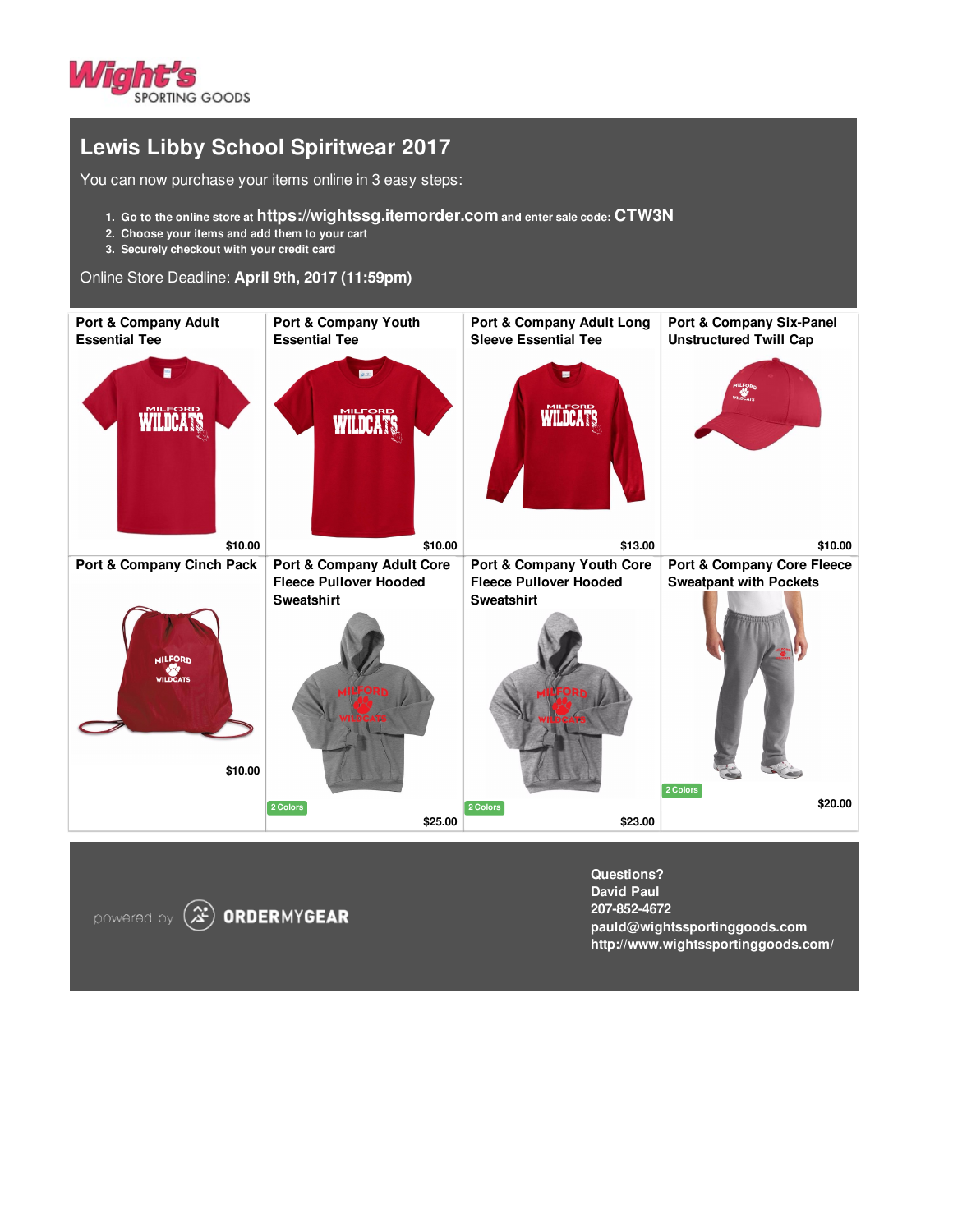Wight's SPORTING GOODS

# Lewis Libby School Spiritwear 2017

You can now purchase your items online in 3 easy steps:

1. Go to the online store at **https://wightssg.itemorder.com** and enter sale code: **CTW3N**
2. Choose your items and add them to your cart
3. Securely checkout with your credit card

Online Store Deadline: **April 9th, 2017 (11:59pm)**

| Item | Colors | Price |
| --- | --- | --- |
| Port & Company Adult Essential Tee | | $10.00 |
| Port & Company Youth Essential Tee | | $10.00 |
| Port & Company Adult Long Sleeve Essential Tee | | $13.00 |
| Port & Company Six-Panel Unstructured Twill Cap | | $10.00 |
| Port & Company Cinch Pack | | $10.00 |
| Port & Company Adult Core Fleece Pullover Hooded Sweatshirt | 2 Colors | $25.00 |
| Port & Company Youth Core Fleece Pullover Hooded Sweatshirt | 2 Colors | $23.00 |
| Port & Company Core Fleece Sweatpant with Pockets | 2 Colors | $20.00 |

powered by ORDERMYGEAR

**Questions?**
**David Paul**
**207-852-4672**
**pauld@wightssportinggoods.com**
**http://www.wightssportinggoods.com/**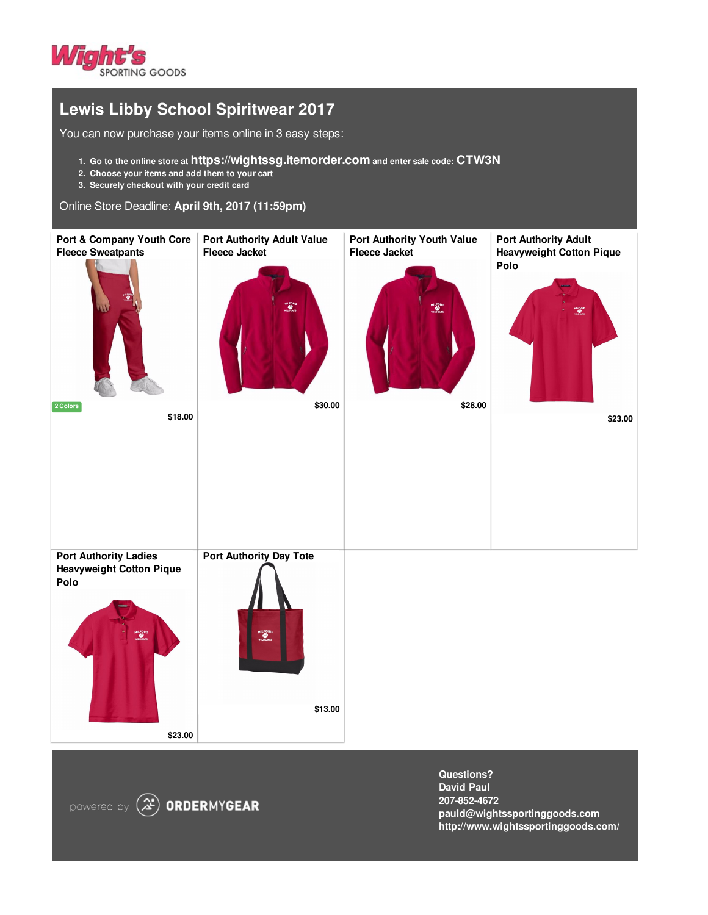Wight's SPORTING GOODS

# Lewis Libby School Spiritwear 2017

You can now purchase your items online in 3 easy steps:

1. Go to the online store at **https://wightssg.itemorder.com** and enter sale code: **CTW3N**
2. Choose your items and add them to your cart
3. Securely checkout with your credit card

Online Store Deadline: **April 9th, 2017 (11:59pm)**

**Port & Company Youth Core Fleece Sweatpants**

2 Colors

$18.00

**Port Authority Adult Value Fleece Jacket**

$30.00

**Port Authority Youth Value Fleece Jacket**

$28.00

**Port Authority Adult Heavyweight Cotton Pique Polo**

$23.00

**Port Authority Ladies Heavyweight Cotton Pique Polo**

$23.00

**Port Authority Day Tote**

$13.00

powered by ORDERMYGEAR

**Questions?**
**David Paul**
**207-852-4672**
**pauld@wightssportinggoods.com**
**http://www.wightssportinggoods.com/**